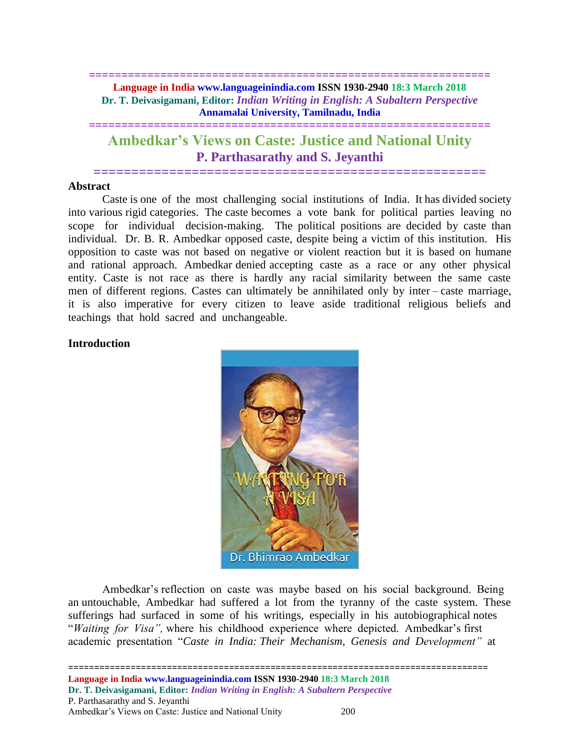# Ambedkar's Views on Caste: Justice and National Unity

## P. Parthasarathy and S. Jeyanthi

### Abstract

Caste is one of the most challenging social institutions of India. It has divided society into various rigid categories. The caste becomes a vote bank for political parties leaving no scope for individual decision-making. The political positions are decided by caste than individual. Dr. B. R. Ambedkar opposed caste, despite being a victim of this institution. His opposition to caste was not based on negative or violent reaction but it is based on humane and rational approach. Ambedkar denied accepting caste as a race or any other physical entity. Caste is not race as there is hardly any racial similarity between the same caste men of different regions. Castes can ultimately be annihilated only by inter – caste marriage, it is also imperative for every citizen to leave aside traditional religious beliefs and teachings that hold sacred and unchangeable.

### Introduction

Ambedkar's reflection on caste was maybe based on his social background. Being an untouchable, Ambedkar had suffered a lot from the tyranny of the caste system. These sufferings had surfaced in some of his writings, especially in his autobiographical notes "*Waiting for Visa",* where his childhood experience where depicted. Ambedkar's first academic presentation "*Caste in India: Their Mechanism, Genesis and Development"* at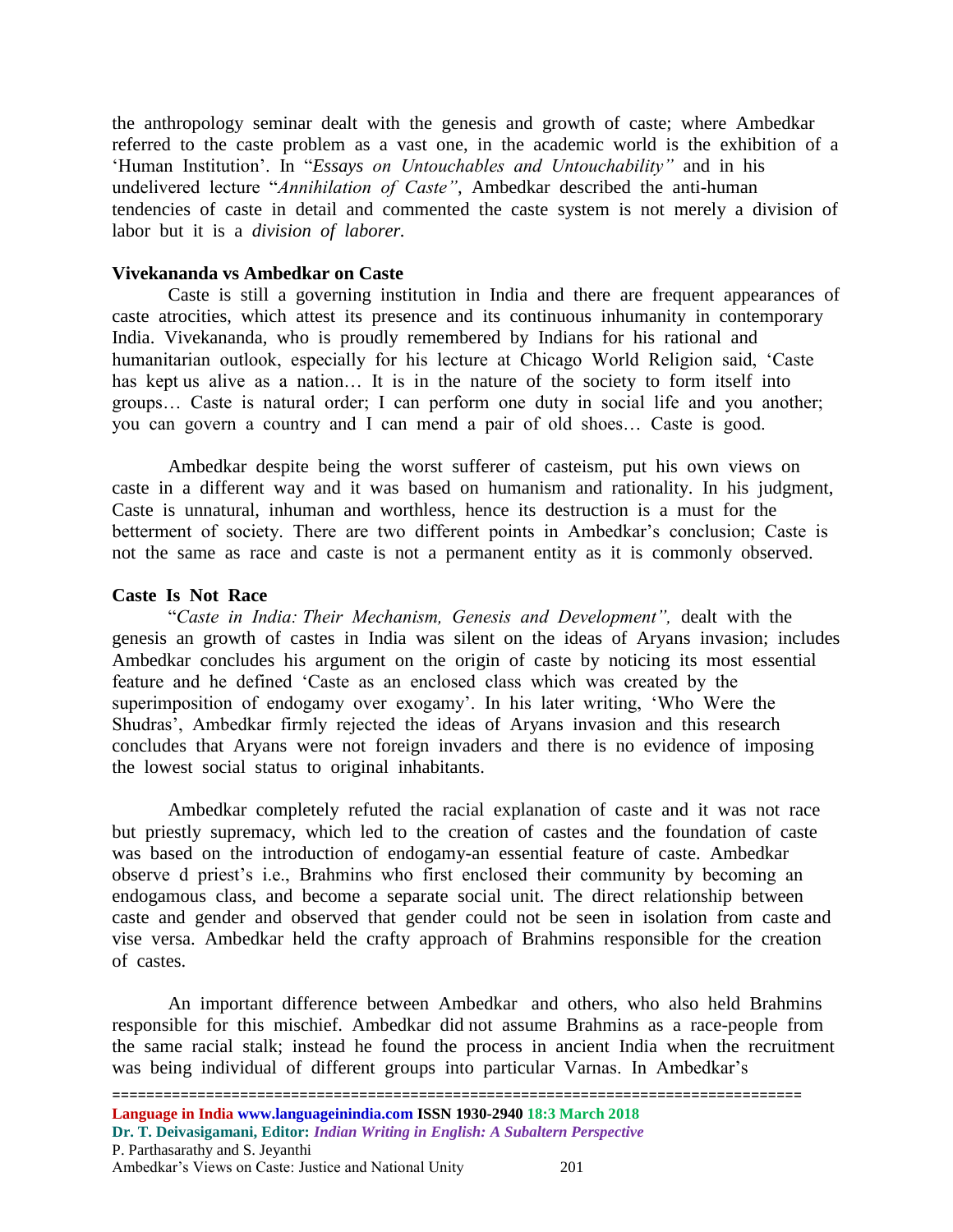the anthropology seminar dealt with the genesis and growth of caste; where Ambedkar referred to the caste problem as a vast one, in the academic world is the exhibition of a 'Human Institution'. In "*Essays on Untouchables and Untouchability"* and in his undelivered lecture "*Annihilation of Caste"*, Ambedkar described the anti-human tendencies of caste in detail and commented the caste system is not merely a division of labor but it is a *division of laborer.*

**Vivekananda vs Ambedkar on Caste**

Caste is still a governing institution in India and there are frequent appearances of caste atrocities, which attest its presence and its continuous inhumanity in contemporary India. Vivekananda, who is proudly remembered by Indians for his rational and humanitarian outlook, especially for his lecture at Chicago World Religion said, 'Caste has kept us alive as a nation… It is in the nature of the society to form itself into groups… Caste is natural order; I can perform one duty in social life and you another; you can govern a country and I can mend a pair of old shoes… Caste is good.

Ambedkar despite being the worst sufferer of casteism, put his own views on caste in a different way and it was based on humanism and rationality. In his judgment, Caste is unnatural, inhuman and worthless, hence its destruction is a must for the betterment of society. There are two different points in Ambedkar's conclusion; Caste is not the same as race and caste is not a permanent entity as it is commonly observed.

**Caste Is Not Race**

"*Caste in India: Their Mechanism, Genesis and Development",* dealt with the genesis an growth of castes in India was silent on the ideas of Aryans invasion; includes Ambedkar concludes his argument on the origin of caste by noticing its most essential feature and he defined 'Caste as an enclosed class which was created by the superimposition of endogamy over exogamy'. In his later writing, 'Who Were the Shudras', Ambedkar firmly rejected the ideas of Aryans invasion and this research concludes that Aryans were not foreign invaders and there is no evidence of imposing the lowest social status to original inhabitants.

Ambedkar completely refuted the racial explanation of caste and it was not race but priestly supremacy, which led to the creation of castes and the foundation of caste was based on the introduction of endogamy-an essential feature of caste. Ambedkar observe d priest's i.e., Brahmins who first enclosed their community by becoming an endogamous class, and become a separate social unit. The direct relationship between caste and gender and observed that gender could not be seen in isolation from caste and vise versa. Ambedkar held the crafty approach of Brahmins responsible for the creation of castes.

An important difference between Ambedkar and others, who also held Brahmins responsible for this mischief. Ambedkar did not assume Brahmins as a race-people from the same racial stalk; instead he found the process in ancient India when the recruitment was being individual of different groups into particular Varnas. In Ambedkar's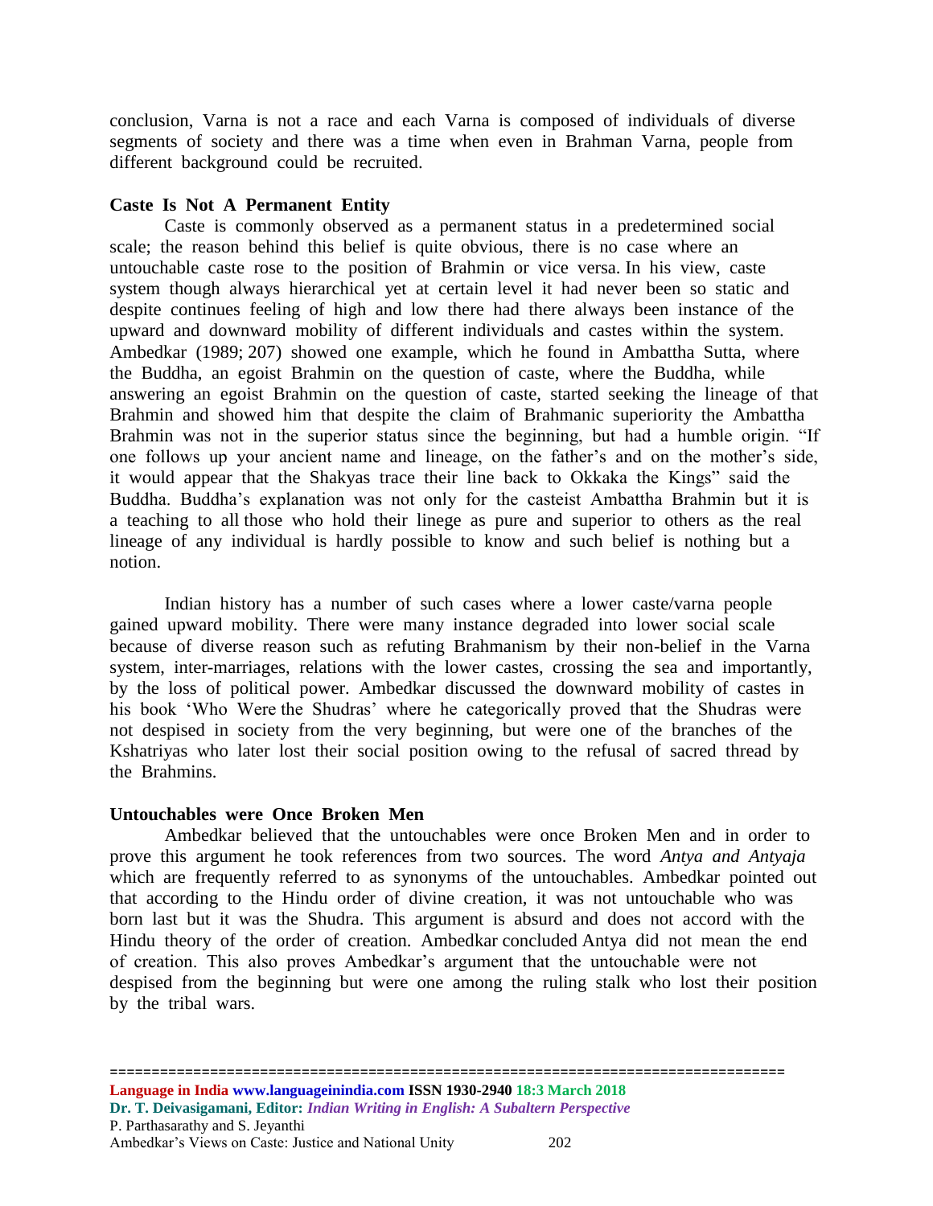conclusion, Varna is not a race and each Varna is composed of individuals of diverse segments of society and there was a time when even in Brahman Varna, people from different background could be recruited.

**Caste Is Not A Permanent Entity**

Caste is commonly observed as a permanent status in a predetermined social scale; the reason behind this belief is quite obvious, there is no case where an untouchable caste rose to the position of Brahmin or vice versa. In his view, caste system though always hierarchical yet at certain level it had never been so static and despite continues feeling of high and low there had there always been instance of the upward and downward mobility of different individuals and castes within the system. Ambedkar (1989; 207) showed one example, which he found in Ambattha Sutta, where the Buddha, an egoist Brahmin on the question of caste, where the Buddha, while answering an egoist Brahmin on the question of caste, started seeking the lineage of that Brahmin and showed him that despite the claim of Brahmanic superiority the Ambattha Brahmin was not in the superior status since the beginning, but had a humble origin. "If one follows up your ancient name and lineage, on the father's and on the mother's side, it would appear that the Shakyas trace their line back to Okkaka the Kings" said the Buddha. Buddha's explanation was not only for the casteist Ambattha Brahmin but it is a teaching to all those who hold their linege as pure and superior to others as the real lineage of any individual is hardly possible to know and such belief is nothing but a notion.

Indian history has a number of such cases where a lower caste/varna people gained upward mobility. There were many instance degraded into lower social scale because of diverse reason such as refuting Brahmanism by their non-belief in the Varna system, inter-marriages, relations with the lower castes, crossing the sea and importantly, by the loss of political power. Ambedkar discussed the downward mobility of castes in his book 'Who Were the Shudras' where he categorically proved that the Shudras were not despised in society from the very beginning, but were one of the branches of the Kshatriyas who later lost their social position owing to the refusal of sacred thread by the Brahmins.

**Untouchables were Once Broken Men**

Ambedkar believed that the untouchables were once Broken Men and in order to prove this argument he took references from two sources. The word *Antya and Antyaja* which are frequently referred to as synonyms of the untouchables. Ambedkar pointed out that according to the Hindu order of divine creation, it was not untouchable who was born last but it was the Shudra. This argument is absurd and does not accord with the Hindu theory of the order of creation. Ambedkar concluded Antya did not mean the end of creation. This also proves Ambedkar's argument that the untouchable were not despised from the beginning but were one among the ruling stalk who lost their position by the tribal wars.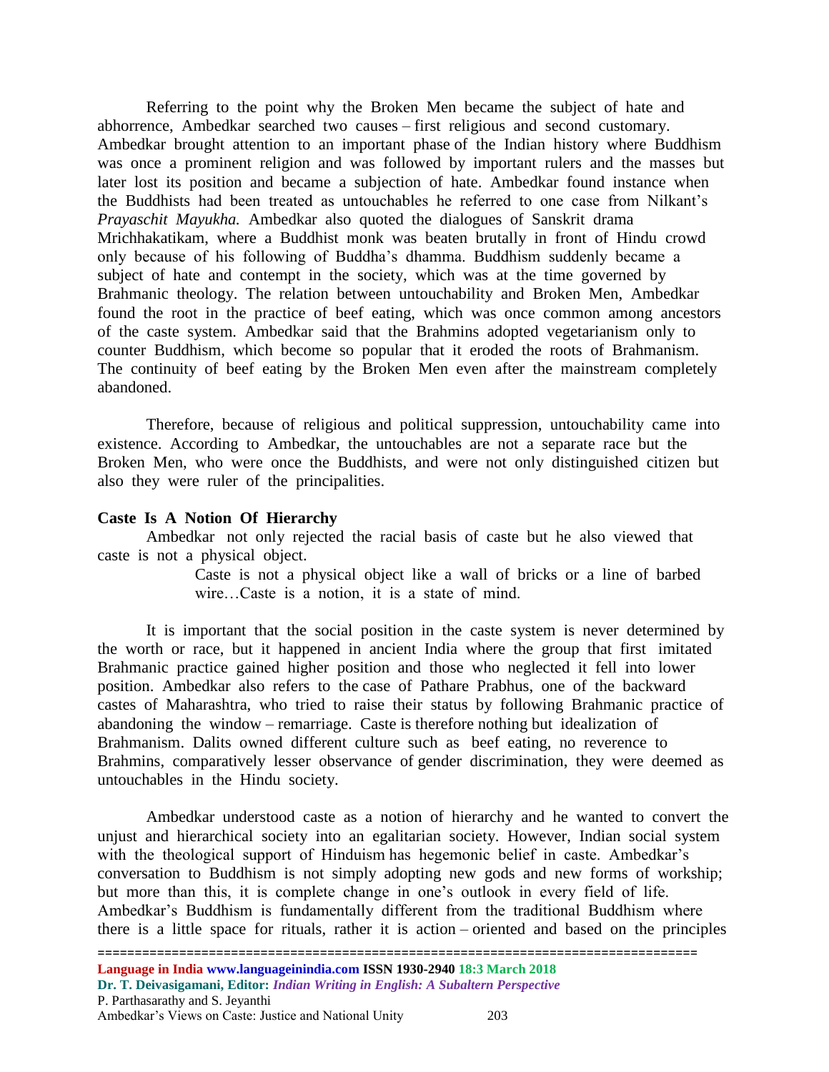Referring to the point why the Broken Men became the subject of hate and abhorrence, Ambedkar searched two causes – first religious and second customary. Ambedkar brought attention to an important phase of the Indian history where Buddhism was once a prominent religion and was followed by important rulers and the masses but later lost its position and became a subjection of hate. Ambedkar found instance when the Buddhists had been treated as untouchables he referred to one case from Nilkant's *Prayaschit Mayukha.* Ambedkar also quoted the dialogues of Sanskrit drama Mrichhakatikam, where a Buddhist monk was beaten brutally in front of Hindu crowd only because of his following of Buddha's dhamma. Buddhism suddenly became a subject of hate and contempt in the society, which was at the time governed by Brahmanic theology. The relation between untouchability and Broken Men, Ambedkar found the root in the practice of beef eating, which was once common among ancestors of the caste system. Ambedkar said that the Brahmins adopted vegetarianism only to counter Buddhism, which become so popular that it eroded the roots of Brahmanism. The continuity of beef eating by the Broken Men even after the mainstream completely abandoned.

Therefore, because of religious and political suppression, untouchability came into existence. According to Ambedkar, the untouchables are not a separate race but the Broken Men, who were once the Buddhists, and were not only distinguished citizen but also they were ruler of the principalities.

**Caste Is A Notion Of Hierarchy**

Ambedkar not only rejected the racial basis of caste but he also viewed that caste is not a physical object.

> Caste is not a physical object like a wall of bricks or a line of barbed wire…Caste is a notion, it is a state of mind.

It is important that the social position in the caste system is never determined by the worth or race, but it happened in ancient India where the group that first imitated Brahmanic practice gained higher position and those who neglected it fell into lower position. Ambedkar also refers to the case of Pathare Prabhus, one of the backward castes of Maharashtra, who tried to raise their status by following Brahmanic practice of abandoning the window – remarriage. Caste is therefore nothing but idealization of Brahmanism. Dalits owned different culture such as beef eating, no reverence to Brahmins, comparatively lesser observance of gender discrimination, they were deemed as untouchables in the Hindu society.

Ambedkar understood caste as a notion of hierarchy and he wanted to convert the unjust and hierarchical society into an egalitarian society. However, Indian social system with the theological support of Hinduism has hegemonic belief in caste. Ambedkar's conversation to Buddhism is not simply adopting new gods and new forms of workship; but more than this, it is complete change in one's outlook in every field of life. Ambedkar's Buddhism is fundamentally different from the traditional Buddhism where there is a little space for rituals, rather it is action – oriented and based on the principles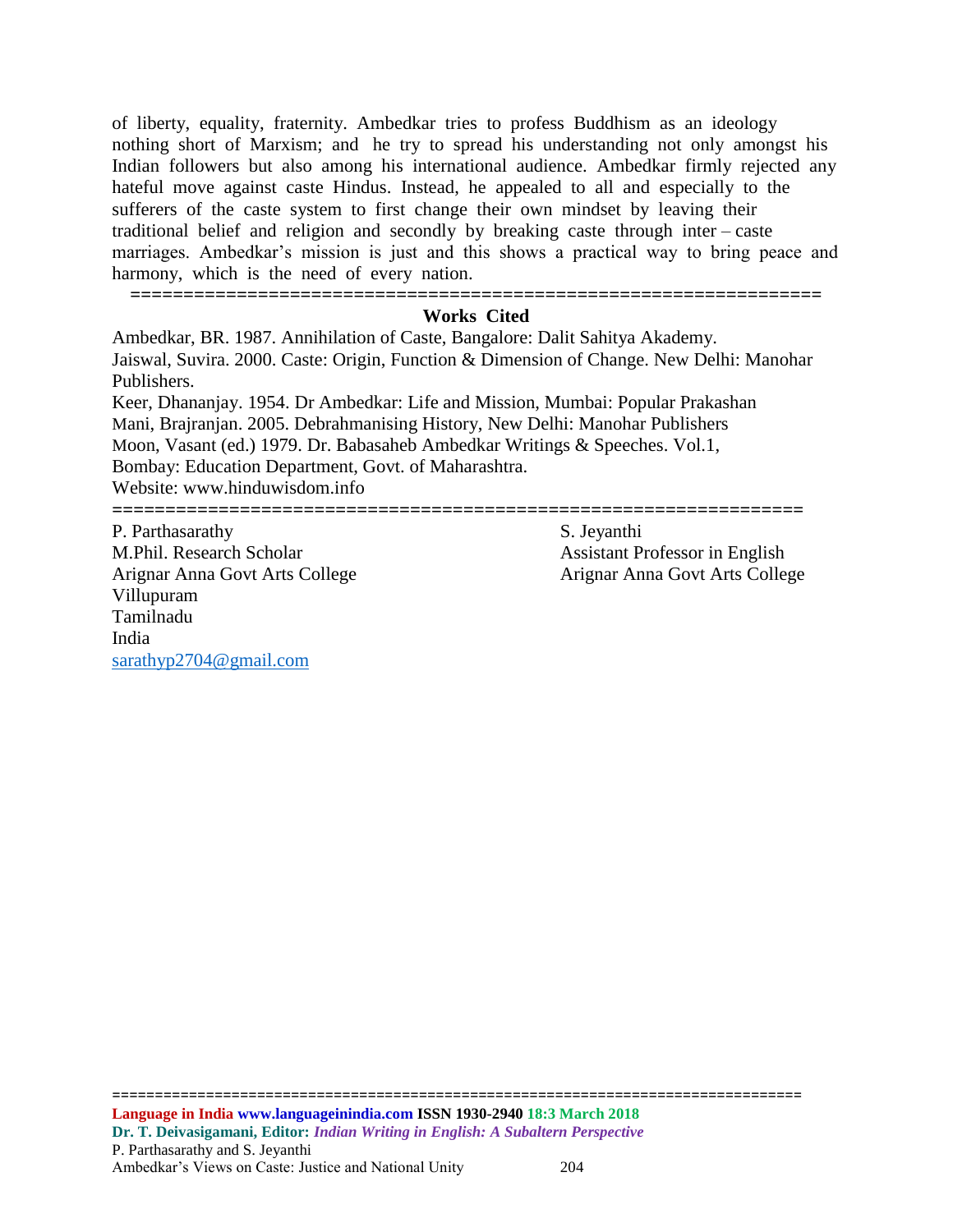of liberty, equality, fraternity. Ambedkar tries to profess Buddhism as an ideology nothing short of Marxism; and he try to spread his understanding not only amongst his Indian followers but also among his international audience. Ambedkar firmly rejected any hateful move against caste Hindus. Instead, he appealed to all and especially to the sufferers of the caste system to first change their own mindset by leaving their traditional belief and religion and secondly by breaking caste through inter – caste marriages. Ambedkar's mission is just and this shows a practical way to bring peace and harmony, which is the need of every nation.

=================================================================

## Works Cited

Ambedkar, BR. 1987. Annihilation of Caste, Bangalore: Dalit Sahitya Akademy.

Jaiswal, Suvira. 2000. Caste: Origin, Function & Dimension of Change. New Delhi: Manohar Publishers.

Keer, Dhananjay. 1954. Dr Ambedkar: Life and Mission, Mumbai: Popular Prakashan

Mani, Brajranjan. 2005. Debrahmanising History, New Delhi: Manohar Publishers

Moon, Vasant (ed.) 1979. Dr. Babasaheb Ambedkar Writings & Speeches. Vol.1, Bombay: Education Department, Govt. of Maharashtra.

Website: www.hinduwisdom.info

=================================================================

P. Parthasarathy
M.Phil. Research Scholar
Arignar Anna Govt Arts College
Villupuram
Tamilnadu
India
sarathyp2704@gmail.com

S. Jeyanthi
Assistant Professor in English
Arignar Anna Govt Arts College